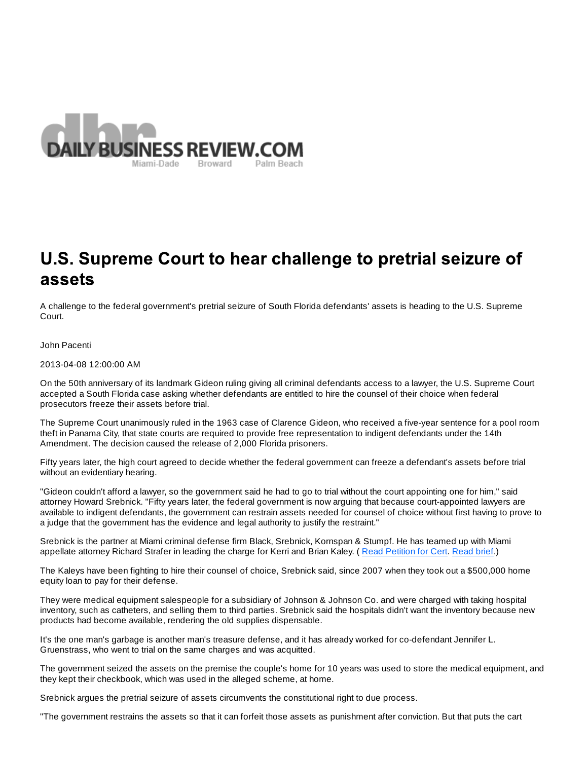DAILY BUSINESS REVIEW.COM
Miami-Dade Broward Palm Beach

# U.S. Supreme Court to hear challenge to pretrial seizure of assets

A challenge to the federal government's pretrial seizure of South Florida defendants' assets is heading to the U.S. Supreme Court.

John Pacenti

2013-04-08 12:00:00 AM

On the 50th anniversary of its landmark Gideon ruling giving all criminal defendants access to a lawyer, the U.S. Supreme Court accepted a South Florida case asking whether defendants are entitled to hire the counsel of their choice when federal prosecutors freeze their assets before trial.

The Supreme Court unanimously ruled in the 1963 case of Clarence Gideon, who received a five-year sentence for a pool room theft in Panama City, that state courts are required to provide free representation to indigent defendants under the 14th Amendment. The decision caused the release of 2,000 Florida prisoners.

Fifty years later, the high court agreed to decide whether the federal government can freeze a defendant's assets before trial without an evidentiary hearing.

"Gideon couldn't afford a lawyer, so the government said he had to go to trial without the court appointing one for him," said attorney Howard Srebnick. "Fifty years later, the federal government is now arguing that because court-appointed lawyers are available to indigent defendants, the government can restrain assets needed for counsel of choice without first having to prove to a judge that the government has the evidence and legal authority to justify the restraint."

Srebnick is the partner at Miami criminal defense firm Black, Srebnick, Kornspan & Stumpf. He has teamed up with Miami appellate attorney Richard Strafer in leading the charge for Kerri and Brian Kaley. ( Read Petition for Cert. Read brief.)

The Kaleys have been fighting to hire their counsel of choice, Srebnick said, since 2007 when they took out a $500,000 home equity loan to pay for their defense.

They were medical equipment salespeople for a subsidiary of Johnson & Johnson Co. and were charged with taking hospital inventory, such as catheters, and selling them to third parties. Srebnick said the hospitals didn't want the inventory because new products had become available, rendering the old supplies dispensable.

It's the one man's garbage is another man's treasure defense, and it has already worked for co-defendant Jennifer L. Gruenstrass, who went to trial on the same charges and was acquitted.

The government seized the assets on the premise the couple's home for 10 years was used to store the medical equipment, and they kept their checkbook, which was used in the alleged scheme, at home.

Srebnick argues the pretrial seizure of assets circumvents the constitutional right to due process.

"The government restrains the assets so that it can forfeit those assets as punishment after conviction. But that puts the cart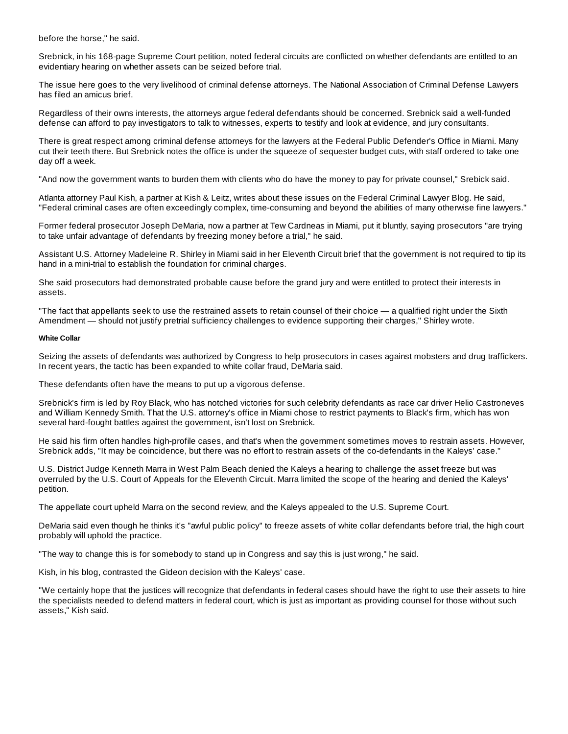before the horse," he said.

Srebnick, in his 168-page Supreme Court petition, noted federal circuits are conflicted on whether defendants are entitled to an evidentiary hearing on whether assets can be seized before trial.

The issue here goes to the very livelihood of criminal defense attorneys. The National Association of Criminal Defense Lawyers has filed an amicus brief.

Regardless of their owns interests, the attorneys argue federal defendants should be concerned. Srebnick said a well-funded defense can afford to pay investigators to talk to witnesses, experts to testify and look at evidence, and jury consultants.

There is great respect among criminal defense attorneys for the lawyers at the Federal Public Defender's Office in Miami. Many cut their teeth there. But Srebnick notes the office is under the squeeze of sequester budget cuts, with staff ordered to take one day off a week.

"And now the government wants to burden them with clients who do have the money to pay for private counsel," Srebick said.

Atlanta attorney Paul Kish, a partner at Kish & Leitz, writes about these issues on the Federal Criminal Lawyer Blog. He said, "Federal criminal cases are often exceedingly complex, time-consuming and beyond the abilities of many otherwise fine lawyers."

Former federal prosecutor Joseph DeMaria, now a partner at Tew Cardneas in Miami, put it bluntly, saying prosecutors "are trying to take unfair advantage of defendants by freezing money before a trial," he said.

Assistant U.S. Attorney Madeleine R. Shirley in Miami said in her Eleventh Circuit brief that the government is not required to tip its hand in a mini-trial to establish the foundation for criminal charges.

She said prosecutors had demonstrated probable cause before the grand jury and were entitled to protect their interests in assets.

"The fact that appellants seek to use the restrained assets to retain counsel of their choice — a qualified right under the Sixth Amendment — should not justify pretrial sufficiency challenges to evidence supporting their charges," Shirley wrote.

#### White Collar

Seizing the assets of defendants was authorized by Congress to help prosecutors in cases against mobsters and drug traffickers. In recent years, the tactic has been expanded to white collar fraud, DeMaria said.

These defendants often have the means to put up a vigorous defense.

Srebnick's firm is led by Roy Black, who has notched victories for such celebrity defendants as race car driver Helio Castroneves and William Kennedy Smith. That the U.S. attorney's office in Miami chose to restrict payments to Black's firm, which has won several hard-fought battles against the government, isn't lost on Srebnick.

He said his firm often handles high-profile cases, and that's when the government sometimes moves to restrain assets. However, Srebnick adds, "It may be coincidence, but there was no effort to restrain assets of the co-defendants in the Kaleys' case."

U.S. District Judge Kenneth Marra in West Palm Beach denied the Kaleys a hearing to challenge the asset freeze but was overruled by the U.S. Court of Appeals for the Eleventh Circuit. Marra limited the scope of the hearing and denied the Kaleys' petition.

The appellate court upheld Marra on the second review, and the Kaleys appealed to the U.S. Supreme Court.

DeMaria said even though he thinks it's "awful public policy" to freeze assets of white collar defendants before trial, the high court probably will uphold the practice.

"The way to change this is for somebody to stand up in Congress and say this is just wrong," he said.

Kish, in his blog, contrasted the Gideon decision with the Kaleys' case.

"We certainly hope that the justices will recognize that defendants in federal cases should have the right to use their assets to hire the specialists needed to defend matters in federal court, which is just as important as providing counsel for those without such assets," Kish said.